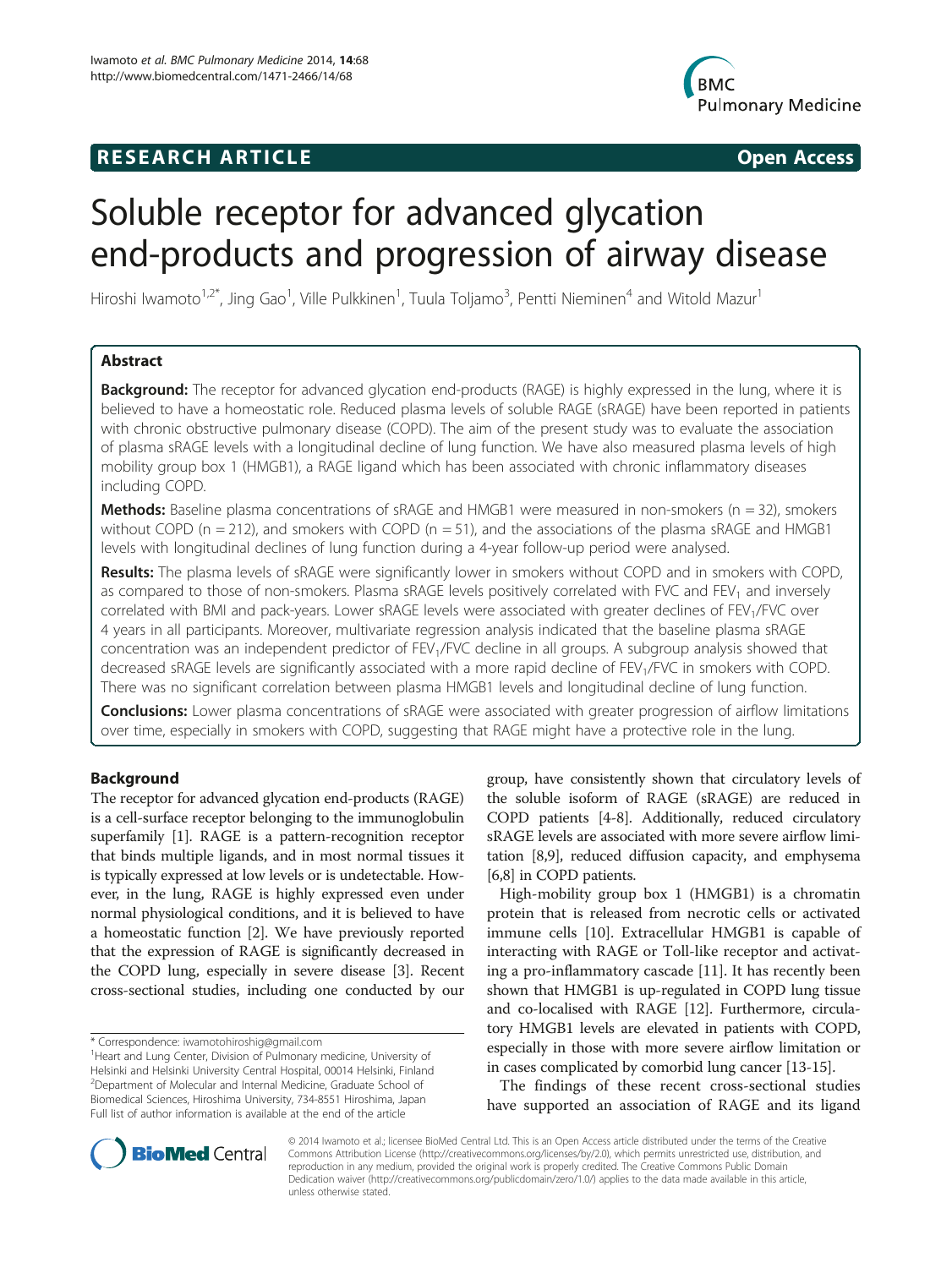**RESEARCH ARTICLE** **Open Access**

# Soluble receptor for advanced glycation end-products and progression of airway disease

Hiroshi Iwamoto[1,2*], Jing Gao[1], Ville Pulkkinen[1], Tuula Toljamo[3], Pentti Nieminen[4] and Witold Mazur[1]

## Abstract

**Background:** The receptor for advanced glycation end-products (RAGE) is highly expressed in the lung, where it is believed to have a homeostatic role. Reduced plasma levels of soluble RAGE (sRAGE) have been reported in patients with chronic obstructive pulmonary disease (COPD). The aim of the present study was to evaluate the association of plasma sRAGE levels with a longitudinal decline of lung function. We have also measured plasma levels of high mobility group box 1 (HMGB1), a RAGE ligand which has been associated with chronic inflammatory diseases including COPD.

**Methods:** Baseline plasma concentrations of sRAGE and HMGB1 were measured in non-smokers (n = 32), smokers without COPD (n = 212), and smokers with COPD (n = 51), and the associations of the plasma sRAGE and HMGB1 levels with longitudinal declines of lung function during a 4-year follow-up period were analysed.

**Results:** The plasma levels of sRAGE were significantly lower in smokers without COPD and in smokers with COPD, as compared to those of non-smokers. Plasma sRAGE levels positively correlated with FVC and $FEV_1$ and inversely correlated with BMI and pack-years. Lower sRAGE levels were associated with greater declines of $FEV_1$/FVC over 4 years in all participants. Moreover, multivariate regression analysis indicated that the baseline plasma sRAGE concentration was an independent predictor of $FEV_1$/FVC decline in all groups. A subgroup analysis showed that decreased sRAGE levels are significantly associated with a more rapid decline of $FEV_1$/FVC in smokers with COPD. There was no significant correlation between plasma HMGB1 levels and longitudinal decline of lung function.

**Conclusions:** Lower plasma concentrations of sRAGE were associated with greater progression of airflow limitations over time, especially in smokers with COPD, suggesting that RAGE might have a protective role in the lung.

## Background

The receptor for advanced glycation end-products (RAGE) is a cell-surface receptor belonging to the immunoglobulin superfamily [1]. RAGE is a pattern-recognition receptor that binds multiple ligands, and in most normal tissues it is typically expressed at low levels or is undetectable. However, in the lung, RAGE is highly expressed even under normal physiological conditions, and it is believed to have a homeostatic function [2]. We have previously reported that the expression of RAGE is significantly decreased in the COPD lung, especially in severe disease [3]. Recent cross-sectional studies, including one conducted by our group, have consistently shown that circulatory levels of the soluble isoform of RAGE (sRAGE) are reduced in COPD patients [4-8]. Additionally, reduced circulatory sRAGE levels are associated with more severe airflow limitation [8,9], reduced diffusion capacity, and emphysema [6,8] in COPD patients.

High-mobility group box 1 (HMGB1) is a chromatin protein that is released from necrotic cells or activated immune cells [10]. Extracellular HMGB1 is capable of interacting with RAGE or Toll-like receptor and activating a pro-inflammatory cascade [11]. It has recently been shown that HMGB1 is up-regulated in COPD lung tissue and co-localised with RAGE [12]. Furthermore, circulatory HMGB1 levels are elevated in patients with COPD, especially in those with more severe airflow limitation or in cases complicated by comorbid lung cancer [13-15].

The findings of these recent cross-sectional studies have supported an association of RAGE and its ligand

\* Correspondence: iwamotohiroshig@gmail.com
[1]Heart and Lung Center, Division of Pulmonary medicine, University of Helsinki and Helsinki University Central Hospital, 00014 Helsinki, Finland
[2]Department of Molecular and Internal Medicine, Graduate School of Biomedical Sciences, Hiroshima University, 734-8551 Hiroshima, Japan
Full list of author information is available at the end of the article

© 2014 Iwamoto et al.; licensee BioMed Central Ltd. This is an Open Access article distributed under the terms of the Creative Commons Attribution License (http://creativecommons.org/licenses/by/2.0), which permits unrestricted use, distribution, and reproduction in any medium, provided the original work is properly credited. The Creative Commons Public Domain Dedication waiver (http://creativecommons.org/publicdomain/zero/1.0/) applies to the data made available in this article, unless otherwise stated.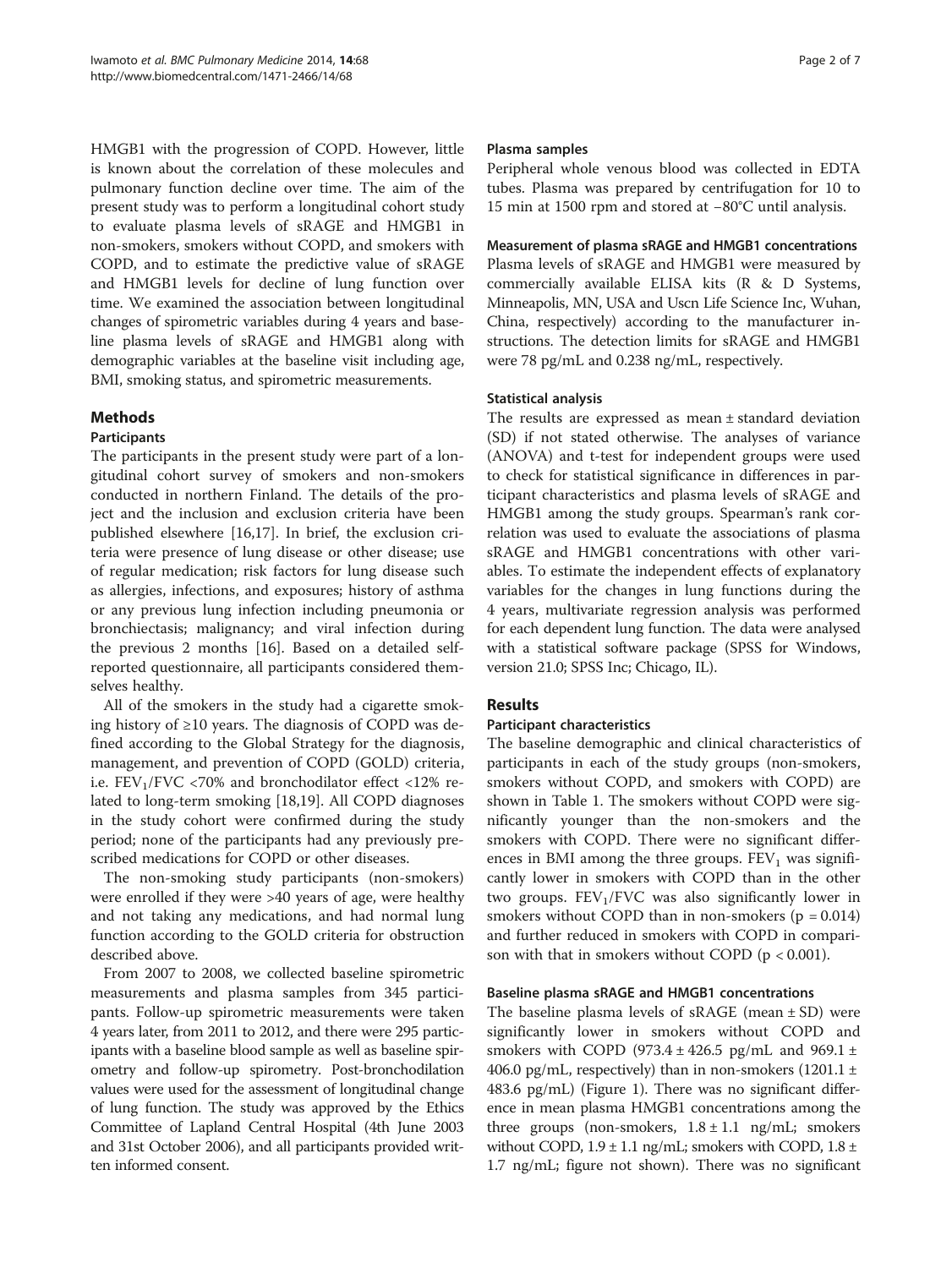HMGB1 with the progression of COPD. However, little is known about the correlation of these molecules and pulmonary function decline over time. The aim of the present study was to perform a longitudinal cohort study to evaluate plasma levels of sRAGE and HMGB1 in non-smokers, smokers without COPD, and smokers with COPD, and to estimate the predictive value of sRAGE and HMGB1 levels for decline of lung function over time. We examined the association between longitudinal changes of spirometric variables during 4 years and baseline plasma levels of sRAGE and HMGB1 along with demographic variables at the baseline visit including age, BMI, smoking status, and spirometric measurements.

## Methods

### Participants

The participants in the present study were part of a longitudinal cohort survey of smokers and non-smokers conducted in northern Finland. The details of the project and the inclusion and exclusion criteria have been published elsewhere [16,17]. In brief, the exclusion criteria were presence of lung disease or other disease; use of regular medication; risk factors for lung disease such as allergies, infections, and exposures; history of asthma or any previous lung infection including pneumonia or bronchiectasis; malignancy; and viral infection during the previous 2 months [16]. Based on a detailed self-reported questionnaire, all participants considered themselves healthy.

All of the smokers in the study had a cigarette smoking history of ≥10 years. The diagnosis of COPD was defined according to the Global Strategy for the diagnosis, management, and prevention of COPD (GOLD) criteria, i.e. $FEV_1$/FVC <70% and bronchodilator effect <12% related to long-term smoking [18,19]. All COPD diagnoses in the study cohort were confirmed during the study period; none of the participants had any previously prescribed medications for COPD or other diseases.

The non-smoking study participants (non-smokers) were enrolled if they were >40 years of age, were healthy and not taking any medications, and had normal lung function according to the GOLD criteria for obstruction described above.

From 2007 to 2008, we collected baseline spirometric measurements and plasma samples from 345 participants. Follow-up spirometric measurements were taken 4 years later, from 2011 to 2012, and there were 295 participants with a baseline blood sample as well as baseline spirometry and follow-up spirometry. Post-bronchodilation values were used for the assessment of longitudinal change of lung function. The study was approved by the Ethics Committee of Lapland Central Hospital (4th June 2003 and 31st October 2006), and all participants provided written informed consent.

### Plasma samples

Peripheral whole venous blood was collected in EDTA tubes. Plasma was prepared by centrifugation for 10 to 15 min at 1500 rpm and stored at −80°C until analysis.

### Measurement of plasma sRAGE and HMGB1 concentrations

Plasma levels of sRAGE and HMGB1 were measured by commercially available ELISA kits (R & D Systems, Minneapolis, MN, USA and Uscn Life Science Inc, Wuhan, China, respectively) according to the manufacturer instructions. The detection limits for sRAGE and HMGB1 were 78 pg/mL and 0.238 ng/mL, respectively.

### Statistical analysis

The results are expressed as mean ± standard deviation (SD) if not stated otherwise. The analyses of variance (ANOVA) and t-test for independent groups were used to check for statistical significance in differences in participant characteristics and plasma levels of sRAGE and HMGB1 among the study groups. Spearman's rank correlation was used to evaluate the associations of plasma sRAGE and HMGB1 concentrations with other variables. To estimate the independent effects of explanatory variables for the changes in lung functions during the 4 years, multivariate regression analysis was performed for each dependent lung function. The data were analysed with a statistical software package (SPSS for Windows, version 21.0; SPSS Inc; Chicago, IL).

## Results

### Participant characteristics

The baseline demographic and clinical characteristics of participants in each of the study groups (non-smokers, smokers without COPD, and smokers with COPD) are shown in Table 1. The smokers without COPD were significantly younger than the non-smokers and the smokers with COPD. There were no significant differences in BMI among the three groups. $FEV_1$ was significantly lower in smokers with COPD than in the other two groups. $FEV_1$/FVC was also significantly lower in smokers without COPD than in non-smokers ($p = 0.014$) and further reduced in smokers with COPD in comparison with that in smokers without COPD ($p < 0.001$).

### Baseline plasma sRAGE and HMGB1 concentrations

The baseline plasma levels of sRAGE (mean ± SD) were significantly lower in smokers without COPD and smokers with COPD (973.4 ± 426.5 pg/mL and 969.1 ± 406.0 pg/mL, respectively) than in non-smokers (1201.1 ± 483.6 pg/mL) (Figure 1). There was no significant difference in mean plasma HMGB1 concentrations among the three groups (non-smokers, 1.8 ± 1.1 ng/mL; smokers without COPD, 1.9 ± 1.1 ng/mL; smokers with COPD, 1.8 ± 1.7 ng/mL; figure not shown). There was no significant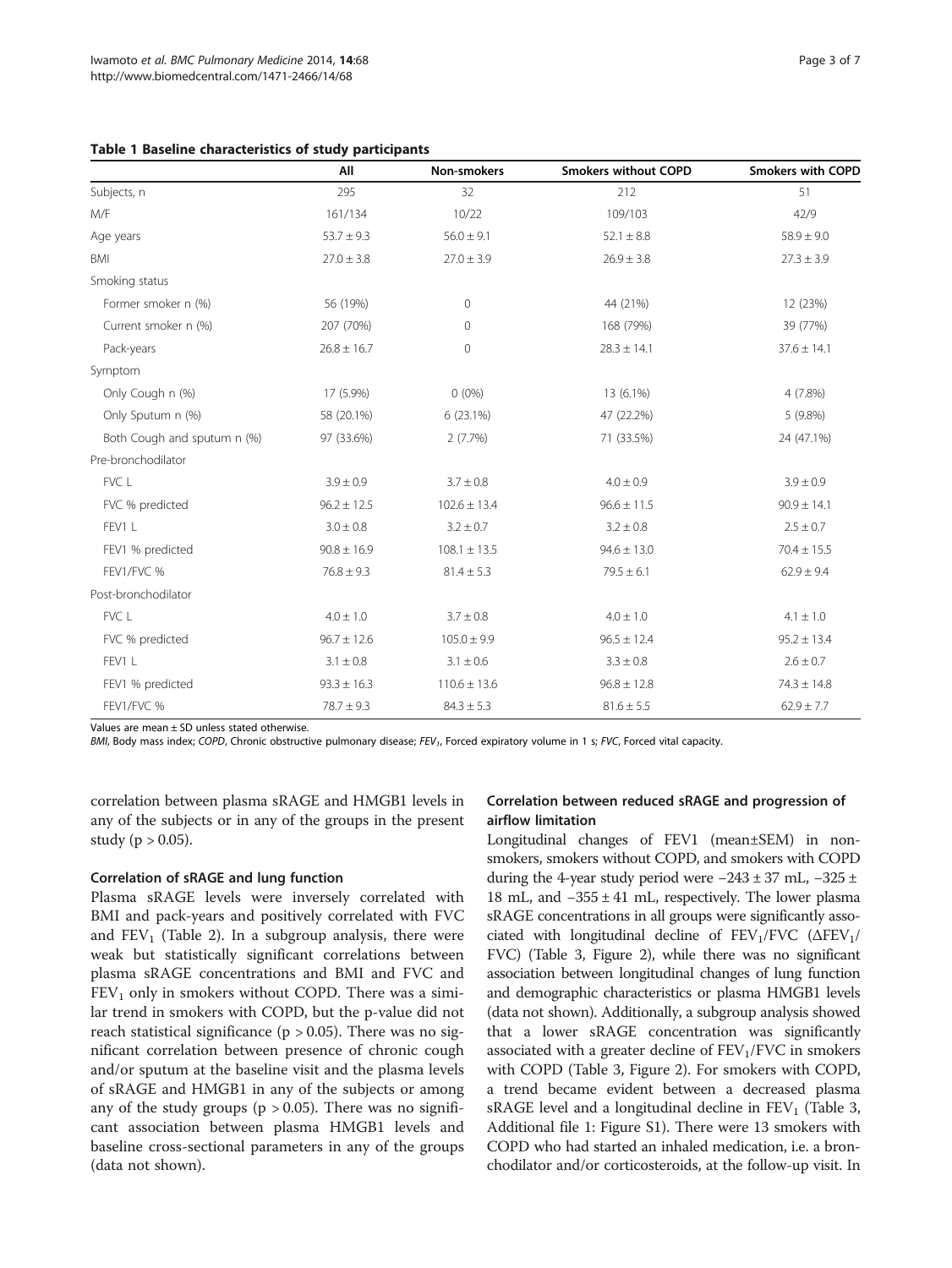**Table 1 Baseline characteristics of study participants**

| | All | Non-smokers | Smokers without COPD | Smokers with COPD |
|---|---|---|---|---|
| Subjects, n | 295 | 32 | 212 | 51 |
| M/F | 161/134 | 10/22 | 109/103 | 42/9 |
| Age years | 53.7 ± 9.3 | 56.0 ± 9.1 | 52.1 ± 8.8 | 58.9 ± 9.0 |
| BMI | 27.0 ± 3.8 | 27.0 ± 3.9 | 26.9 ± 3.8 | 27.3 ± 3.9 |
| Smoking status | | | | |
| Former smoker n (%) | 56 (19%) | 0 | 44 (21%) | 12 (23%) |
| Current smoker n (%) | 207 (70%) | 0 | 168 (79%) | 39 (77%) |
| Pack-years | 26.8 ± 16.7 | 0 | 28.3 ± 14.1 | 37.6 ± 14.1 |
| Symptom | | | | |
| Only Cough n (%) | 17 (5.9%) | 0 (0%) | 13 (6.1%) | 4 (7.8%) |
| Only Sputum n (%) | 58 (20.1%) | 6 (23.1%) | 47 (22.2%) | 5 (9.8%) |
| Both Cough and sputum n (%) | 97 (33.6%) | 2 (7.7%) | 71 (33.5%) | 24 (47.1%) |
| Pre-bronchodilator | | | | |
| FVC L | 3.9 ± 0.9 | 3.7 ± 0.8 | 4.0 ± 0.9 | 3.9 ± 0.9 |
| FVC % predicted | 96.2 ± 12.5 | 102.6 ± 13.4 | 96.6 ± 11.5 | 90.9 ± 14.1 |
| FEV1 L | 3.0 ± 0.8 | 3.2 ± 0.7 | 3.2 ± 0.8 | 2.5 ± 0.7 |
| FEV1 % predicted | 90.8 ± 16.9 | 108.1 ± 13.5 | 94.6 ± 13.0 | 70.4 ± 15.5 |
| FEV1/FVC % | 76.8 ± 9.3 | 81.4 ± 5.3 | 79.5 ± 6.1 | 62.9 ± 9.4 |
| Post-bronchodilator | | | | |
| FVC L | 4.0 ± 1.0 | 3.7 ± 0.8 | 4.0 ± 1.0 | 4.1 ± 1.0 |
| FVC % predicted | 96.7 ± 12.6 | 105.0 ± 9.9 | 96.5 ± 12.4 | 95.2 ± 13.4 |
| FEV1 L | 3.1 ± 0.8 | 3.1 ± 0.6 | 3.3 ± 0.8 | 2.6 ± 0.7 |
| FEV1 % predicted | 93.3 ± 16.3 | 110.6 ± 13.6 | 96.8 ± 12.8 | 74.3 ± 14.8 |
| FEV1/FVC % | 78.7 ± 9.3 | 84.3 ± 5.3 | 81.6 ± 5.5 | 62.9 ± 7.7 |

Values are mean ± SD unless stated otherwise.

*BMI*, Body mass index; *COPD*, Chronic obstructive pulmonary disease; *$FEV_1$*, Forced expiratory volume in 1 s; *FVC*, Forced vital capacity.

correlation between plasma sRAGE and HMGB1 levels in any of the subjects or in any of the groups in the present study ($p > 0.05$).

### Correlation of sRAGE and lung function

Plasma sRAGE levels were inversely correlated with BMI and pack-years and positively correlated with FVC and $FEV_1$ (Table 2). In a subgroup analysis, there were weak but statistically significant correlations between plasma sRAGE concentrations and BMI and FVC and $FEV_1$ only in smokers without COPD. There was a similar trend in smokers with COPD, but the p-value did not reach statistical significance ($p > 0.05$). There was no significant correlation between presence of chronic cough and/or sputum at the baseline visit and the plasma levels of sRAGE and HMGB1 in any of the subjects or among any of the study groups ($p > 0.05$). There was no significant association between plasma HMGB1 levels and baseline cross-sectional parameters in any of the groups (data not shown).

### Correlation between reduced sRAGE and progression of airflow limitation

Longitudinal changes of FEV1 (mean±SEM) in non-smokers, smokers without COPD, and smokers with COPD during the 4-year study period were −243 ± 37 mL, −325 ± 18 mL, and −355 ± 41 mL, respectively. The lower plasma sRAGE concentrations in all groups were significantly associated with longitudinal decline of $FEV_1$/FVC ($\Delta FEV_1$/FVC) (Table 3, Figure 2), while there was no significant association between longitudinal changes of lung function and demographic characteristics or plasma HMGB1 levels (data not shown). Additionally, a subgroup analysis showed that a lower sRAGE concentration was significantly associated with a greater decline of $FEV_1$/FVC in smokers with COPD (Table 3, Figure 2). For smokers with COPD, a trend became evident between a decreased plasma sRAGE level and a longitudinal decline in $FEV_1$ (Table 3, Additional file 1: Figure S1). There were 13 smokers with COPD who had started an inhaled medication, i.e. a bronchodilator and/or corticosteroids, at the follow-up visit. In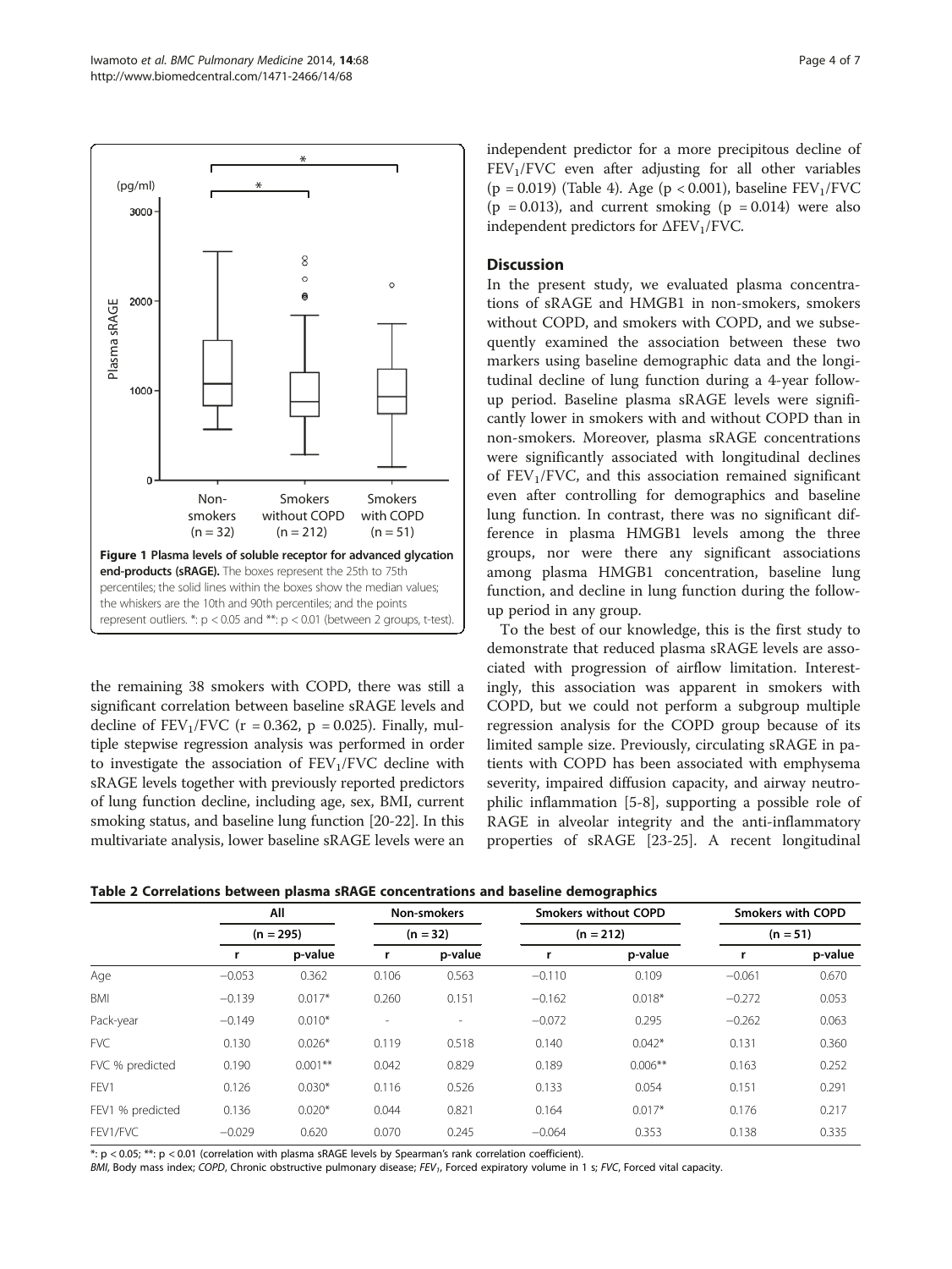Figure 1 Plasma levels of soluble receptor for advanced glycation end-products (sRAGE). The boxes represent the 25th to 75th percentiles; the solid lines within the boxes show the median values; the whiskers are the 10th and 90th percentiles; and the points represent outliers. *: $p < 0.05$ and **: $p < 0.01$ (between 2 groups, t-test).

the remaining 38 smokers with COPD, there was still a significant correlation between baseline sRAGE levels and decline of $FEV_1/FVC$ ($r = 0.362$, $p = 0.025$). Finally, multiple stepwise regression analysis was performed in order to investigate the association of $FEV_1/FVC$ decline with sRAGE levels together with previously reported predictors of lung function decline, including age, sex, BMI, current smoking status, and baseline lung function [20-22]. In this multivariate analysis, lower baseline sRAGE levels were an independent predictor for a more precipitous decline of $FEV_1/FVC$ even after adjusting for all other variables ($p = 0.019$) (Table 4). Age ($p < 0.001$), baseline $FEV_1/FVC$ ($p = 0.013$), and current smoking ($p = 0.014$) were also independent predictors for $\Delta FEV_1/FVC$.

## Discussion

In the present study, we evaluated plasma concentrations of sRAGE and HMGB1 in non-smokers, smokers without COPD, and smokers with COPD, and we subsequently examined the association between these two markers using baseline demographic data and the longitudinal decline of lung function during a 4-year follow-up period. Baseline plasma sRAGE levels were significantly lower in smokers with and without COPD than in non-smokers. Moreover, plasma sRAGE concentrations were significantly associated with longitudinal declines of $FEV_1/FVC$, and this association remained significant even after controlling for demographics and baseline lung function. In contrast, there was no significant difference in plasma HMGB1 levels among the three groups, nor were there any significant associations among plasma HMGB1 concentration, baseline lung function, and decline in lung function during the follow-up period in any group.

To the best of our knowledge, this is the first study to demonstrate that reduced plasma sRAGE levels are associated with progression of airflow limitation. Interestingly, this association was apparent in smokers with COPD, but we could not perform a subgroup multiple regression analysis for the COPD group because of its limited sample size. Previously, circulating sRAGE in patients with COPD has been associated with emphysema severity, impaired diffusion capacity, and airway neutrophilic inflammation [5-8], supporting a possible role of RAGE in alveolar integrity and the anti-inflammatory properties of sRAGE [23-25]. A recent longitudinal

**Table 2 Correlations between plasma sRAGE concentrations and baseline demographics**

| | All | | Non-smokers | | Smokers without COPD | | Smokers with COPD | |
|---|---|---|---|---|---|---|---|---|
| | (n = 295) | | (n = 32) | | (n = 212) | | (n = 51) | |
| | r | p-value | r | p-value | r | p-value | r | p-value |
| Age | −0.053 | 0.362 | 0.106 | 0.563 | −0.110 | 0.109 | −0.061 | 0.670 |
| BMI | −0.139 | 0.017* | 0.260 | 0.151 | −0.162 | 0.018* | −0.272 | 0.053 |
| Pack-year | −0.149 | 0.010* | - | - | −0.072 | 0.295 | −0.262 | 0.063 |
| FVC | 0.130 | 0.026* | 0.119 | 0.518 | 0.140 | 0.042* | 0.131 | 0.360 |
| FVC % predicted | 0.190 | 0.001** | 0.042 | 0.829 | 0.189 | 0.006** | 0.163 | 0.252 |
| FEV1 | 0.126 | 0.030* | 0.116 | 0.526 | 0.133 | 0.054 | 0.151 | 0.291 |
| FEV1 % predicted | 0.136 | 0.020* | 0.044 | 0.821 | 0.164 | 0.017* | 0.176 | 0.217 |
| FEV1/FVC | −0.029 | 0.620 | 0.070 | 0.245 | −0.064 | 0.353 | 0.138 | 0.335 |

*: $p < 0.05$; **: $p < 0.01$ (correlation with plasma sRAGE levels by Spearman's rank correlation coefficient).

*BMI*, Body mass index; *COPD*, Chronic obstructive pulmonary disease; *$FEV_1$*, Forced expiratory volume in 1 s; *FVC*, Forced vital capacity.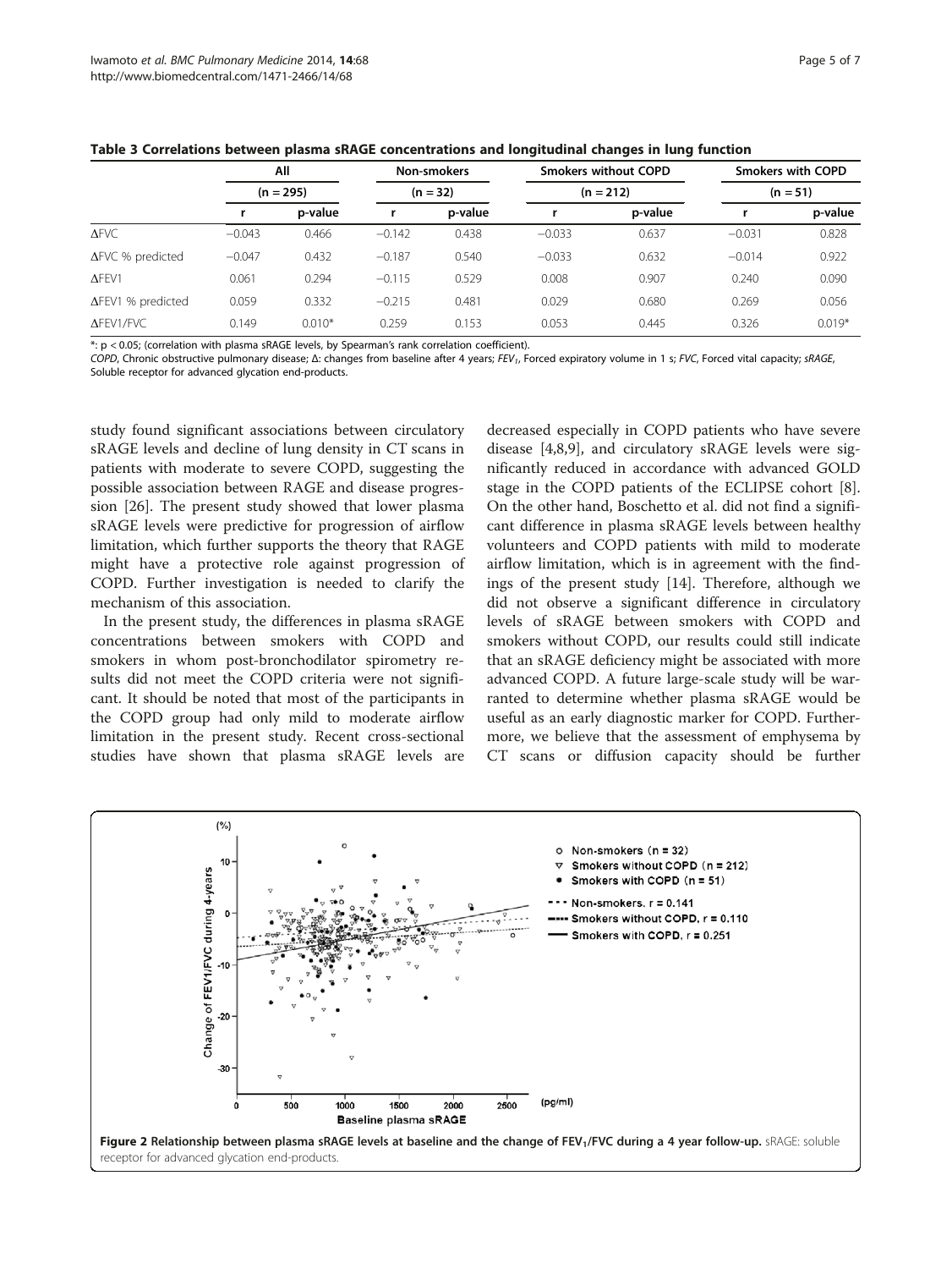**Table 3 Correlations between plasma sRAGE concentrations and longitudinal changes in lung function**

| | All | | Non-smokers | | Smokers without COPD | | Smokers with COPD | |
|---|---|---|---|---|---|---|---|---|
| | (n = 295) | | (n = 32) | | (n = 212) | | (n = 51) | |
| | r | p-value | r | p-value | r | p-value | r | p-value |
| ΔFVC | −0.043 | 0.466 | −0.142 | 0.438 | −0.033 | 0.637 | −0.031 | 0.828 |
| ΔFVC % predicted | −0.047 | 0.432 | −0.187 | 0.540 | −0.033 | 0.632 | −0.014 | 0.922 |
| ΔFEV1 | 0.061 | 0.294 | −0.115 | 0.529 | 0.008 | 0.907 | 0.240 | 0.090 |
| ΔFEV1 % predicted | 0.059 | 0.332 | −0.215 | 0.481 | 0.029 | 0.680 | 0.269 | 0.056 |
| ΔFEV1/FVC | 0.149 | 0.010* | 0.259 | 0.153 | 0.053 | 0.445 | 0.326 | 0.019* |

*: $p < 0.05$; (correlation with plasma sRAGE levels, by Spearman's rank correlation coefficient).
*COPD*, Chronic obstructive pulmonary disease; Δ: changes from baseline after 4 years; *$FEV_1$*, Forced expiratory volume in 1 s; *FVC*, Forced vital capacity; *sRAGE*, Soluble receptor for advanced glycation end-products.

study found significant associations between circulatory sRAGE levels and decline of lung density in CT scans in patients with moderate to severe COPD, suggesting the possible association between RAGE and disease progression [26]. The present study showed that lower plasma sRAGE levels were predictive for progression of airflow limitation, which further supports the theory that RAGE might have a protective role against progression of COPD. Further investigation is needed to clarify the mechanism of this association.

In the present study, the differences in plasma sRAGE concentrations between smokers with COPD and smokers in whom post-bronchodilator spirometry results did not meet the COPD criteria were not significant. It should be noted that most of the participants in the COPD group had only mild to moderate airflow limitation in the present study. Recent cross-sectional studies have shown that plasma sRAGE levels are decreased especially in COPD patients who have severe disease [4,8,9], and circulatory sRAGE levels were significantly reduced in accordance with advanced GOLD stage in the COPD patients of the ECLIPSE cohort [8]. On the other hand, Boschetto et al. did not find a significant difference in plasma sRAGE levels between healthy volunteers and COPD patients with mild to moderate airflow limitation, which is in agreement with the findings of the present study [14]. Therefore, although we did not observe a significant difference in circulatory levels of sRAGE between smokers with COPD and smokers without COPD, our results could still indicate that an sRAGE deficiency might be associated with more advanced COPD. A future large-scale study will be warranted to determine whether plasma sRAGE would be useful as an early diagnostic marker for COPD. Furthermore, we believe that the assessment of emphysema by CT scans or diffusion capacity should be further

**Figure 2 Relationship between plasma sRAGE levels at baseline and the change of $FEV_1$/FVC during a 4 year follow-up.** sRAGE: soluble receptor for advanced glycation end-products.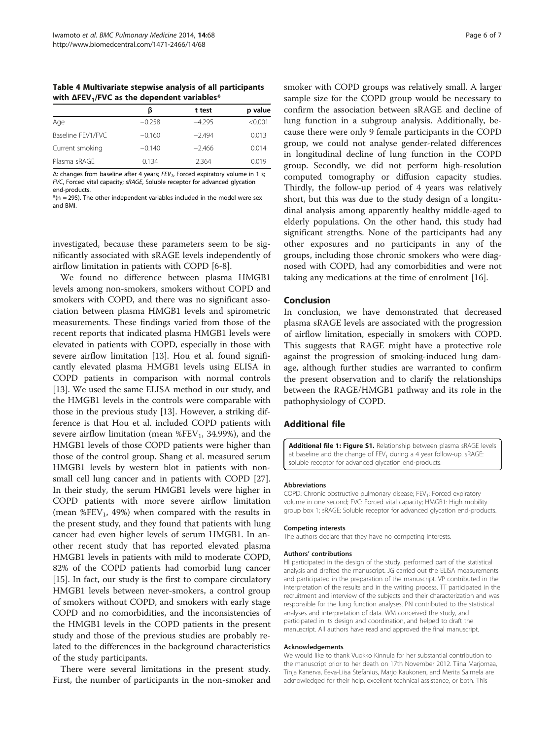**Table 4 Multivariate stepwise analysis of all participants with $\Delta FEV_1/FVC$ as the dependent variables***

| | β | t test | p value |
|---|---|---|---|
| Age | −0.258 | −4.295 | <0.001 |
| Baseline FEV1/FVC | −0.160 | −2.494 | 0.013 |
| Current smoking | −0.140 | −2.466 | 0.014 |
| Plasma sRAGE | 0.134 | 2.364 | 0.019 |

Δ: changes from baseline after 4 years; $FEV_1$, Forced expiratory volume in 1 s; *FVC*, Forced vital capacity; *sRAGE*, Soluble receptor for advanced glycation end-products.

*(n = 295). The other independent variables included in the model were sex and BMI.

investigated, because these parameters seem to be significantly associated with sRAGE levels independently of airflow limitation in patients with COPD [6-8].

We found no difference between plasma HMGB1 levels among non-smokers, smokers without COPD and smokers with COPD, and there was no significant association between plasma HMGB1 levels and spirometric measurements. These findings varied from those of the recent reports that indicated plasma HMGB1 levels were elevated in patients with COPD, especially in those with severe airflow limitation [13]. Hou et al. found significantly elevated plasma HMGB1 levels using ELISA in COPD patients in comparison with normal controls [13]. We used the same ELISA method in our study, and the HMGB1 levels in the controls were comparable with those in the previous study [13]. However, a striking difference is that Hou et al. included COPD patients with severe airflow limitation (mean $\%FEV_1$, 34.99%), and the HMGB1 levels of those COPD patients were higher than those of the control group. Shang et al. measured serum HMGB1 levels by western blot in patients with non-small cell lung cancer and in patients with COPD [27]. In their study, the serum HMGB1 levels were higher in COPD patients with more severe airflow limitation (mean $\%FEV_1$, 49%) when compared with the results in the present study, and they found that patients with lung cancer had even higher levels of serum HMGB1. In another recent study that has reported elevated plasma HMGB1 levels in patients with mild to moderate COPD, 82% of the COPD patients had comorbid lung cancer [15]. In fact, our study is the first to compare circulatory HMGB1 levels between never-smokers, a control group of smokers without COPD, and smokers with early stage COPD and no comorbidities, and the inconsistencies of the HMGB1 levels in the COPD patients in the present study and those of the previous studies are probably related to the differences in the background characteristics of the study participants.

There were several limitations in the present study. First, the number of participants in the non-smoker and smoker with COPD groups was relatively small. A larger sample size for the COPD group would be necessary to confirm the association between sRAGE and decline of lung function in a subgroup analysis. Additionally, because there were only 9 female participants in the COPD group, we could not analyse gender-related differences in longitudinal decline of lung function in the COPD group. Secondly, we did not perform high-resolution computed tomography or diffusion capacity studies. Thirdly, the follow-up period of 4 years was relatively short, but this was due to the study design of a longitudinal analysis among apparently healthy middle-aged to elderly populations. On the other hand, this study had significant strengths. None of the participants had any other exposures and no participants in any of the groups, including those chronic smokers who were diagnosed with COPD, had any comorbidities and were not taking any medications at the time of enrolment [16].

## Conclusion

In conclusion, we have demonstrated that decreased plasma sRAGE levels are associated with the progression of airflow limitation, especially in smokers with COPD. This suggests that RAGE might have a protective role against the progression of smoking-induced lung damage, although further studies are warranted to confirm the present observation and to clarify the relationships between the RAGE/HMGB1 pathway and its role in the pathophysiology of COPD.

## Additional file

**Additional file 1: Figure S1.** Relationship between plasma sRAGE levels at baseline and the change of $FEV_1$ during a 4 year follow-up. sRAGE: soluble receptor for advanced glycation end-products.

#### Abbreviations

COPD: Chronic obstructive pulmonary disease; $FEV_1$: Forced expiratory volume in one second; FVC: Forced vital capacity; HMGB1: High mobility group box 1; sRAGE: Soluble receptor for advanced glycation end-products.

#### Competing interests

The authors declare that they have no competing interests.

#### Authors' contributions

HI participated in the design of the study, performed part of the statistical analysis and drafted the manuscript. JG carried out the ELISA measurements and participated in the preparation of the manuscript. VP contributed in the interpretation of the results and in the writing process. TT participated in the recruitment and interview of the subjects and their characterization and was responsible for the lung function analyses. PN contributed to the statistical analyses and interpretation of data. WM conceived the study, and participated in its design and coordination, and helped to draft the manuscript. All authors have read and approved the final manuscript.

#### Acknowledgements

We would like to thank Vuokko Kinnula for her substantial contribution to the manuscript prior to her death on 17th November 2012. Tiina Marjomaa, Tinja Kanerva, Eeva-Liisa Stefanius, Marjo Kaukonen, and Merita Salmela are acknowledged for their help, excellent technical assistance, or both. This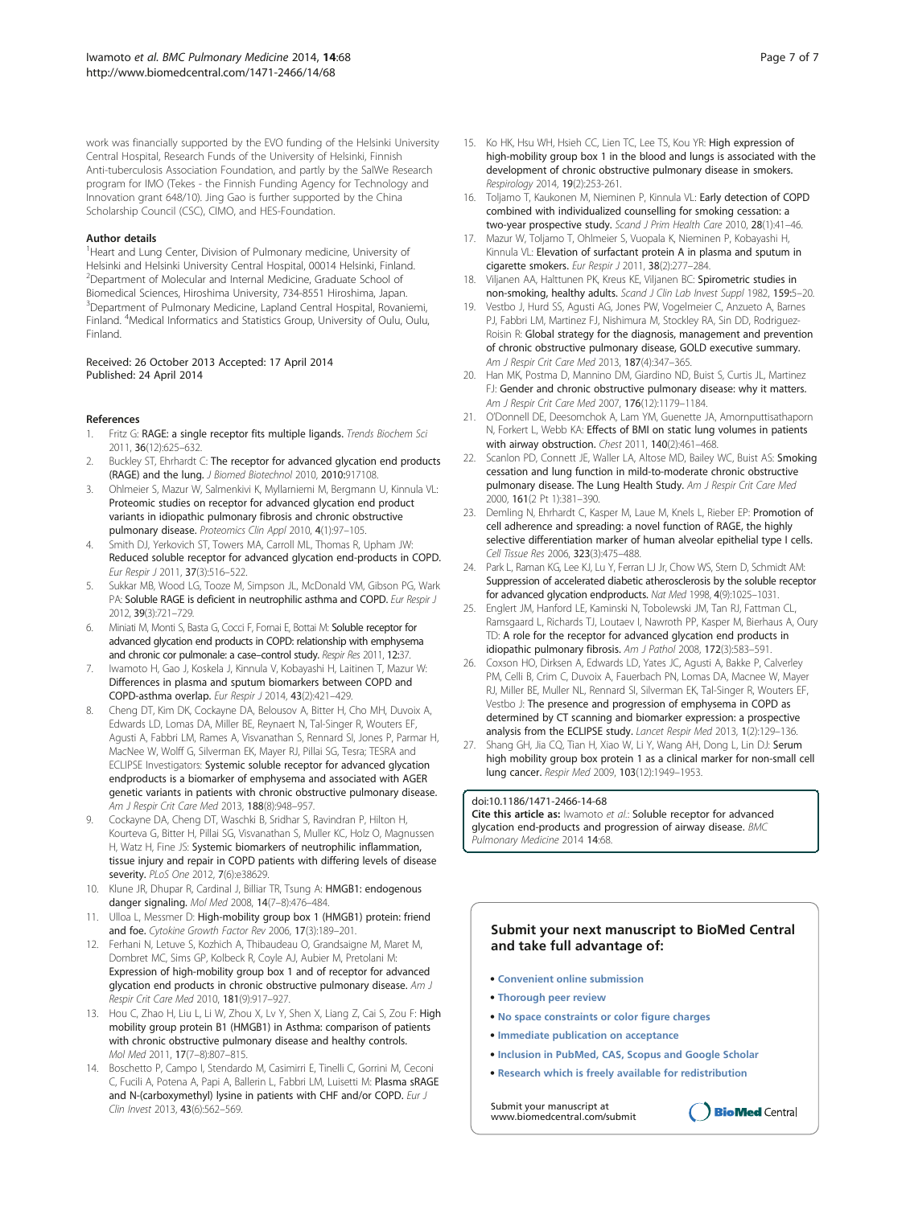work was financially supported by the EVO funding of the Helsinki University Central Hospital, Research Funds of the University of Helsinki, Finnish Anti-tuberculosis Association Foundation, and partly by the SalWe Research program for IMO (Tekes - the Finnish Funding Agency for Technology and Innovation grant 648/10). Jing Gao is further supported by the China Scholarship Council (CSC), CIMO, and HES-Foundation.

#### Author details

[1]Heart and Lung Center, Division of Pulmonary medicine, University of Helsinki and Helsinki University Central Hospital, 00014 Helsinki, Finland. [2]Department of Molecular and Internal Medicine, Graduate School of Biomedical Sciences, Hiroshima University, 734-8551 Hiroshima, Japan. [3]Department of Pulmonary Medicine, Lapland Central Hospital, Rovaniemi, Finland. [4]Medical Informatics and Statistics Group, University of Oulu, Oulu, Finland.

Received: 26 October 2013 Accepted: 17 April 2014
Published: 24 April 2014

#### References

1. Fritz G: **RAGE: a single receptor fits multiple ligands.** *Trends Biochem Sci* 2011, **36**(12):625–632.
2. Buckley ST, Ehrhardt C: **The receptor for advanced glycation end products (RAGE) and the lung.** *J Biomed Biotechnol* 2010, **2010:**917108.
3. Ohlmeier S, Mazur W, Salmenkivi K, Myllarniemi M, Bergmann U, Kinnula VL: **Proteomic studies on receptor for advanced glycation end product variants in idiopathic pulmonary fibrosis and chronic obstructive pulmonary disease.** *Proteomics Clin Appl* 2010, **4**(1):97–105.
4. Smith DJ, Yerkovich ST, Towers MA, Carroll ML, Thomas R, Upham JW: **Reduced soluble receptor for advanced glycation end-products in COPD.** *Eur Respir J* 2011, **37**(3):516–522.
5. Sukkar MB, Wood LG, Tooze M, Simpson JL, McDonald VM, Gibson PG, Wark PA: **Soluble RAGE is deficient in neutrophilic asthma and COPD.** *Eur Respir J* 2012, **39**(3):721–729.
6. Miniati M, Monti S, Basta G, Cocci F, Fornai E, Bottai M: **Soluble receptor for advanced glycation end products in COPD: relationship with emphysema and chronic cor pulmonale: a case–control study.** *Respir Res* 2011, **12:**37.
7. Iwamoto H, Gao J, Koskela J, Kinnula V, Kobayashi H, Laitinen T, Mazur W: **Differences in plasma and sputum biomarkers between COPD and COPD-asthma overlap.** *Eur Respir J* 2014, **43**(2):421–429.
8. Cheng DT, Kim DK, Cockayne DA, Belousov A, Bitter H, Cho MH, Duvoix A, Edwards LD, Lomas DA, Miller BE, Reynaert N, Tal-Singer R, Wouters EF, Agusti A, Fabbri LM, Rames A, Visvanathan S, Rennard SI, Jones P, Parmar H, MacNee W, Wolff G, Silverman EK, Mayer RJ, Pillai SG, Tesra; TESRA and ECLIPSE Investigators: **Systemic soluble receptor for advanced glycation endproducts is a biomarker of emphysema and associated with AGER genetic variants in patients with chronic obstructive pulmonary disease.** *Am J Respir Crit Care Med* 2013, **188**(8):948–957.
9. Cockayne DA, Cheng DT, Waschki B, Sridhar S, Ravindran P, Hilton H, Kourteva G, Bitter H, Pillai SG, Visvanathan S, Muller KC, Holz O, Magnussen H, Watz H, Fine JS: **Systemic biomarkers of neutrophilic inflammation, tissue injury and repair in COPD patients with differing levels of disease severity.** *PLoS One* 2012, **7**(6):e38629.
10. Klune JR, Dhupar R, Cardinal J, Billiar TR, Tsung A: **HMGB1: endogenous danger signaling.** *Mol Med* 2008, **14**(7–8):476–484.
11. Ulloa L, Messmer D: **High-mobility group box 1 (HMGB1) protein: friend and foe.** *Cytokine Growth Factor Rev* 2006, **17**(3):189–201.
12. Ferhani N, Letuve S, Kozhich A, Thibaudeau O, Grandsaigne M, Maret M, Dombret MC, Sims GP, Kolbeck R, Coyle AJ, Aubier M, Pretolani M: **Expression of high-mobility group box 1 and of receptor for advanced glycation end products in chronic obstructive pulmonary disease.** *Am J Respir Crit Care Med* 2010, **181**(9):917–927.
13. Hou C, Zhao H, Liu L, Li W, Zhou X, Lv Y, Shen X, Liang Z, Cai S, Zou F: **High mobility group protein B1 (HMGB1) in Asthma: comparison of patients with chronic obstructive pulmonary disease and healthy controls.** *Mol Med* 2011, **17**(7–8):807–815.
14. Boschetto P, Campo I, Stendardo M, Casimirri E, Tinelli C, Gorrini M, Ceconi C, Fucili A, Potena A, Papi A, Ballerin L, Fabbri LM, Luisetti M: **Plasma sRAGE and N-(carboxymethyl) lysine in patients with CHF and/or COPD.** *Eur J Clin Invest* 2013, **43**(6):562–569.
15. Ko HK, Hsu WH, Hsieh CC, Lien TC, Lee TS, Kou YR: **High expression of high-mobility group box 1 in the blood and lungs is associated with the development of chronic obstructive pulmonary disease in smokers.** *Respirology* 2014, **19**(2):253-261.
16. Toljamo T, Kaukonen M, Nieminen P, Kinnula VL: **Early detection of COPD combined with individualized counselling for smoking cessation: a two-year prospective study.** *Scand J Prim Health Care* 2010, **28**(1):41–46.
17. Mazur W, Toljamo T, Ohlmeier S, Vuopala K, Nieminen P, Kobayashi H, Kinnula VL: **Elevation of surfactant protein A in plasma and sputum in cigarette smokers.** *Eur Respir J* 2011, **38**(2):277–284.
18. Viljanen AA, Halttunen PK, Kreus KE, Viljanen BC: **Spirometric studies in non-smoking, healthy adults.** *Scand J Clin Lab Invest Suppl* 1982, **159:**5–20.
19. Vestbo J, Hurd SS, Agusti AG, Jones PW, Vogelmeier C, Anzueto A, Barnes PJ, Fabbri LM, Martinez FJ, Nishimura M, Stockley RA, Sin DD, Rodriguez-Roisin R: **Global strategy for the diagnosis, management and prevention of chronic obstructive pulmonary disease, GOLD executive summary.** *Am J Respir Crit Care Med* 2013, **187**(4):347–365.
20. Han MK, Postma D, Mannino DM, Giardino ND, Buist S, Curtis JL, Martinez FJ: **Gender and chronic obstructive pulmonary disease: why it matters.** *Am J Respir Crit Care Med* 2007, **176**(12):1179–1184.
21. O'Donnell DE, Deesomchok A, Lam YM, Guenette JA, Amornputtisathaporn N, Forkert L, Webb KA: **Effects of BMI on static lung volumes in patients with airway obstruction.** *Chest* 2011, **140**(2):461–468.
22. Scanlon PD, Connett JE, Waller LA, Altose MD, Bailey WC, Buist AS: **Smoking cessation and lung function in mild-to-moderate chronic obstructive pulmonary disease. The Lung Health Study.** *Am J Respir Crit Care Med* 2000, **161**(2 Pt 1):381–390.
23. Demling N, Ehrhardt C, Kasper M, Laue M, Knels L, Rieber EP: **Promotion of cell adherence and spreading: a novel function of RAGE, the highly selective differentiation marker of human alveolar epithelial type I cells.** *Cell Tissue Res* 2006, **323**(3):475–488.
24. Park L, Raman KG, Lee KJ, Lu Y, Ferran LJ Jr, Chow WS, Stern D, Schmidt AM: **Suppression of accelerated diabetic atherosclerosis by the soluble receptor for advanced glycation endproducts.** *Nat Med* 1998, **4**(9):1025–1031.
25. Englert JM, Hanford LE, Kaminski N, Tobolewski JM, Tan RJ, Fattman CL, Ramsgaard L, Richards TJ, Loutaev I, Nawroth PP, Kasper M, Bierhaus A, Oury TD: **A role for the receptor for advanced glycation end products in idiopathic pulmonary fibrosis.** *Am J Pathol* 2008, **172**(3):583–591.
26. Coxson HO, Dirksen A, Edwards LD, Yates JC, Agusti A, Bakke P, Calverley PM, Celli B, Crim C, Duvoix A, Fauerbach PN, Lomas DA, Macnee W, Mayer RJ, Miller BE, Muller NL, Rennard SI, Silverman EK, Tal-Singer R, Wouters EF, Vestbo J: **The presence and progression of emphysema in COPD as determined by CT scanning and biomarker expression: a prospective analysis from the ECLIPSE study.** *Lancet Respir Med* 2013, **1**(2):129–136.
27. Shang GH, Jia CQ, Tian H, Xiao W, Li Y, Wang AH, Dong L, Lin DJ: **Serum high mobility group box protein 1 as a clinical marker for non-small cell lung cancer.** *Respir Med* 2009, **103**(12):1949–1953.

doi:10.1186/1471-2466-14-68
**Cite this article as:** Iwamoto *et al.*: Soluble receptor for advanced glycation end-products and progression of airway disease. *BMC Pulmonary Medicine* 2014 **14**:68.

**Submit your next manuscript to BioMed Central and take full advantage of:**

- **Convenient online submission**
- **Thorough peer review**
- **No space constraints or color figure charges**
- **Immediate publication on acceptance**
- **Inclusion in PubMed, CAS, Scopus and Google Scholar**
- **Research which is freely available for redistribution**

Submit your manuscript at
www.biomedcentral.com/submit

BioMed Central